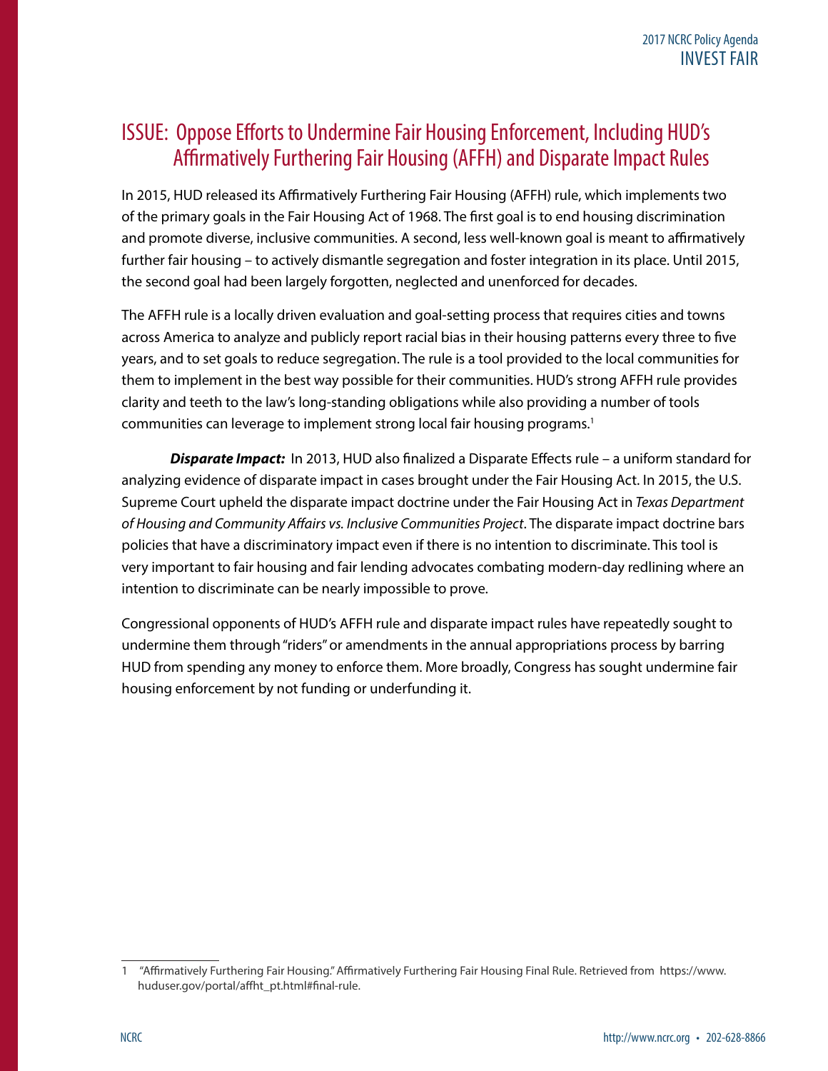## ISSUE: Oppose Efforts to Undermine Fair Housing Enforcement, Including HUD's Affirmatively Furthering Fair Housing (AFFH) and Disparate Impact Rules

In 2015, HUD released its Affirmatively Furthering Fair Housing (AFFH) rule, which implements two of the primary goals in the Fair Housing Act of 1968. The first goal is to end housing discrimination and promote diverse, inclusive communities. A second, less well-known goal is meant to affirmatively further fair housing – to actively dismantle segregation and foster integration in its place. Until 2015, the second goal had been largely forgotten, neglected and unenforced for decades.

The AFFH rule is a locally driven evaluation and goal-setting process that requires cities and towns across America to analyze and publicly report racial bias in their housing patterns every three to five years, and to set goals to reduce segregation. The rule is a tool provided to the local communities for them to implement in the best way possible for their communities. HUD's strong AFFH rule provides clarity and teeth to the law's long-standing obligations while also providing a number of tools communities can leverage to implement strong local fair housing programs.[1]

***Disparate Impact:*** In 2013, HUD also finalized a Disparate Effects rule – a uniform standard for analyzing evidence of disparate impact in cases brought under the Fair Housing Act. In 2015, the U.S. Supreme Court upheld the disparate impact doctrine under the Fair Housing Act in *Texas Department of Housing and Community Affairs vs. Inclusive Communities Project*. The disparate impact doctrine bars policies that have a discriminatory impact even if there is no intention to discriminate. This tool is very important to fair housing and fair lending advocates combating modern-day redlining where an intention to discriminate can be nearly impossible to prove.

Congressional opponents of HUD's AFFH rule and disparate impact rules have repeatedly sought to undermine them through "riders" or amendments in the annual appropriations process by barring HUD from spending any money to enforce them. More broadly, Congress has sought undermine fair housing enforcement by not funding or underfunding it.

---

1 "Affirmatively Furthering Fair Housing." Affirmatively Furthering Fair Housing Final Rule. Retrieved from https://www.huduser.gov/portal/affht_pt.html#final-rule.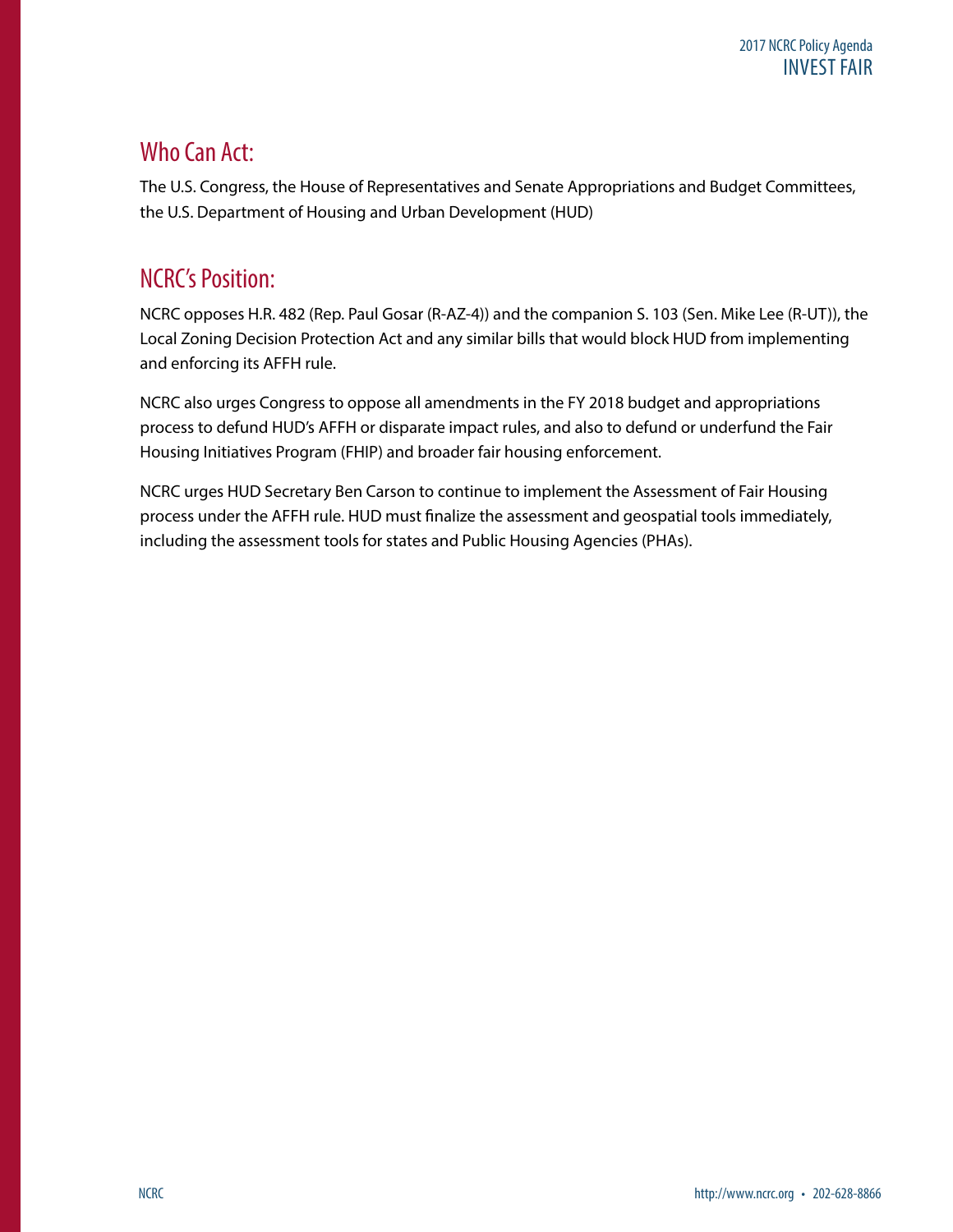## Who Can Act:

The U.S. Congress, the House of Representatives and Senate Appropriations and Budget Committees, the U.S. Department of Housing and Urban Development (HUD)

## NCRC's Position:

NCRC opposes H.R. 482 (Rep. Paul Gosar (R-AZ-4)) and the companion S. 103 (Sen. Mike Lee (R-UT)), the Local Zoning Decision Protection Act and any similar bills that would block HUD from implementing and enforcing its AFFH rule.

NCRC also urges Congress to oppose all amendments in the FY 2018 budget and appropriations process to defund HUD's AFFH or disparate impact rules, and also to defund or underfund the Fair Housing Initiatives Program (FHIP) and broader fair housing enforcement.

NCRC urges HUD Secretary Ben Carson to continue to implement the Assessment of Fair Housing process under the AFFH rule. HUD must finalize the assessment and geospatial tools immediately, including the assessment tools for states and Public Housing Agencies (PHAs).